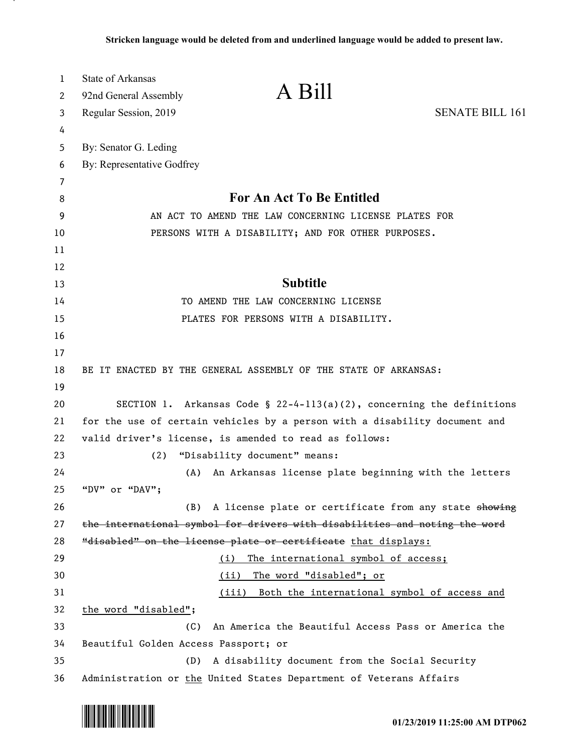Stricken language would be deleted from and underlined language would be added to present law.

State of Arkansas
92nd General Assembly
Regular Session, 2019

# A Bill

SENATE BILL 161

By: Senator G. Leding
By: Representative Godfrey

## For An Act To Be Entitled

AN ACT TO AMEND THE LAW CONCERNING LICENSE PLATES FOR PERSONS WITH A DISABILITY; AND FOR OTHER PURPOSES.

## Subtitle

TO AMEND THE LAW CONCERNING LICENSE PLATES FOR PERSONS WITH A DISABILITY.

BE IT ENACTED BY THE GENERAL ASSEMBLY OF THE STATE OF ARKANSAS:

SECTION 1. Arkansas Code § 22-4-113(a)(2), concerning the definitions for the use of certain vehicles by a person with a disability document and valid driver's license, is amended to read as follows:

(2) "Disability document" means:

(A) An Arkansas license plate beginning with the letters "DV" or "DAV";

(B) A license plate or certificate from any state ~~showing the international symbol for drivers with disabilities and noting the word "disabled" on the license plate or certificate~~ <u>that displays:</u>

<u>(i) The international symbol of access;</u>

<u>(ii) The word "disabled"; or</u>

<u>(iii) Both the international symbol of access and the word "disabled"</u>;

(C) An America the Beautiful Access Pass or America the Beautiful Golden Access Passport; or

(D) A disability document from the Social Security Administration or <u>the</u> United States Department of Veterans Affairs

01/23/2019 11:25:00 AM DTP062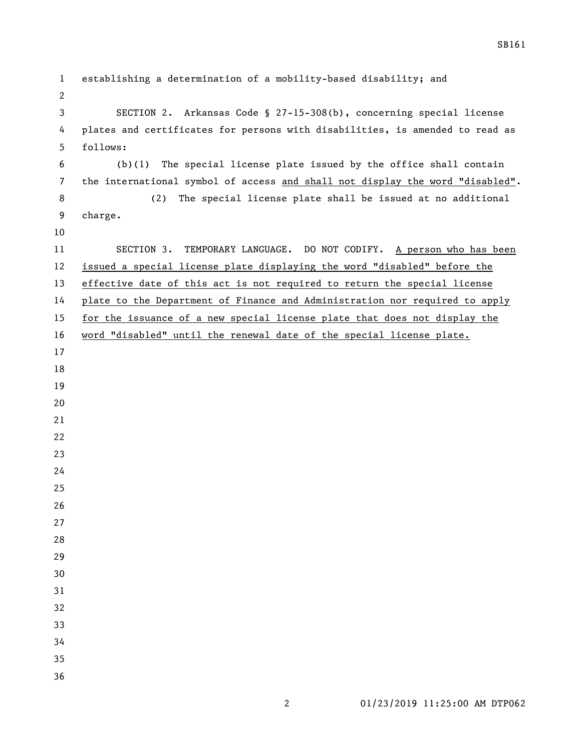establishing a determination of a mobility-based disability; and

SECTION 2. Arkansas Code § 27-15-308(b), concerning special license plates and certificates for persons with disabilities, is amended to read as follows:

(b)(1) The special license plate issued by the office shall contain the international symbol of access <u>and shall not display the word "disabled"</u>.

(2) The special license plate shall be issued at no additional charge.

SECTION 3. TEMPORARY LANGUAGE. DO NOT CODIFY. <u>A person who has been issued a special license plate displaying the word "disabled" before the effective date of this act is not required to return the special license plate to the Department of Finance and Administration nor required to apply for the issuance of a new special license plate that does not display the word "disabled" until the renewal date of the special license plate.</u>